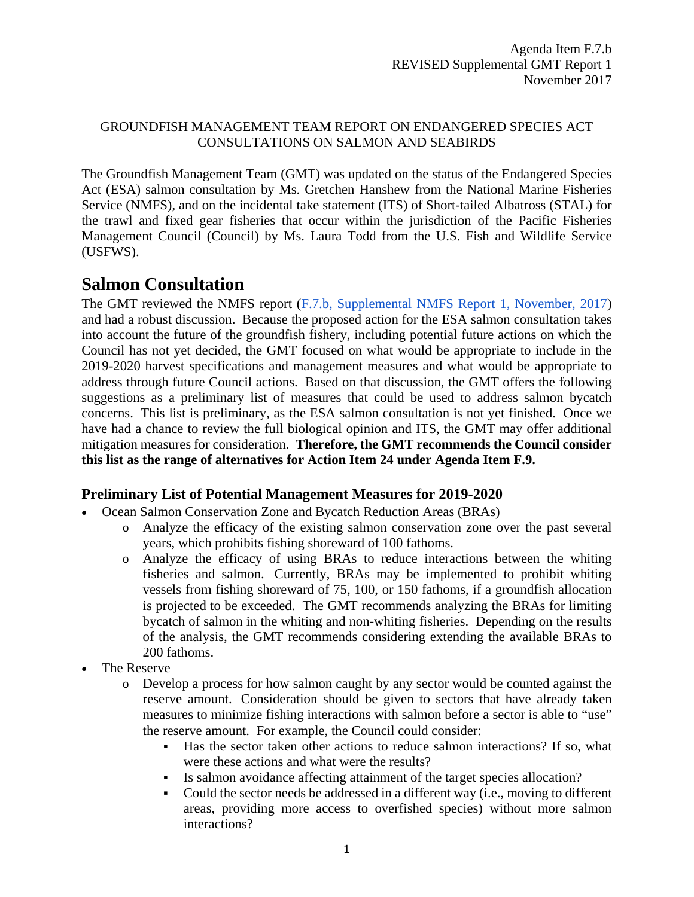Agenda Item F.7.b
REVISED Supplemental GMT Report 1
November 2017

GROUNDFISH MANAGEMENT TEAM REPORT ON ENDANGERED SPECIES ACT CONSULTATIONS ON SALMON AND SEABIRDS

The Groundfish Management Team (GMT) was updated on the status of the Endangered Species Act (ESA) salmon consultation by Ms. Gretchen Hanshew from the National Marine Fisheries Service (NMFS), and on the incidental take statement (ITS) of Short-tailed Albatross (STAL) for the trawl and fixed gear fisheries that occur within the jurisdiction of the Pacific Fisheries Management Council (Council) by Ms. Laura Todd from the U.S. Fish and Wildlife Service (USFWS).

# Salmon Consultation

The GMT reviewed the NMFS report (F.7.b, Supplemental NMFS Report 1, November, 2017) and had a robust discussion. Because the proposed action for the ESA salmon consultation takes into account the future of the groundfish fishery, including potential future actions on which the Council has not yet decided, the GMT focused on what would be appropriate to include in the 2019-2020 harvest specifications and management measures and what would be appropriate to address through future Council actions. Based on that discussion, the GMT offers the following suggestions as a preliminary list of measures that could be used to address salmon bycatch concerns. This list is preliminary, as the ESA salmon consultation is not yet finished. Once we have had a chance to review the full biological opinion and ITS, the GMT may offer additional mitigation measures for consideration. **Therefore, the GMT recommends the Council consider this list as the range of alternatives for Action Item 24 under Agenda Item F.9.**

## Preliminary List of Potential Management Measures for 2019-2020

- Ocean Salmon Conservation Zone and Bycatch Reduction Areas (BRAs)
  - Analyze the efficacy of the existing salmon conservation zone over the past several years, which prohibits fishing shoreward of 100 fathoms.
  - Analyze the efficacy of using BRAs to reduce interactions between the whiting fisheries and salmon. Currently, BRAs may be implemented to prohibit whiting vessels from fishing shoreward of 75, 100, or 150 fathoms, if a groundfish allocation is projected to be exceeded. The GMT recommends analyzing the BRAs for limiting bycatch of salmon in the whiting and non-whiting fisheries. Depending on the results of the analysis, the GMT recommends considering extending the available BRAs to 200 fathoms.
- The Reserve
  - Develop a process for how salmon caught by any sector would be counted against the reserve amount. Consideration should be given to sectors that have already taken measures to minimize fishing interactions with salmon before a sector is able to "use" the reserve amount. For example, the Council could consider:
    - Has the sector taken other actions to reduce salmon interactions? If so, what were these actions and what were the results?
    - Is salmon avoidance affecting attainment of the target species allocation?
    - Could the sector needs be addressed in a different way (i.e., moving to different areas, providing more access to overfished species) without more salmon interactions?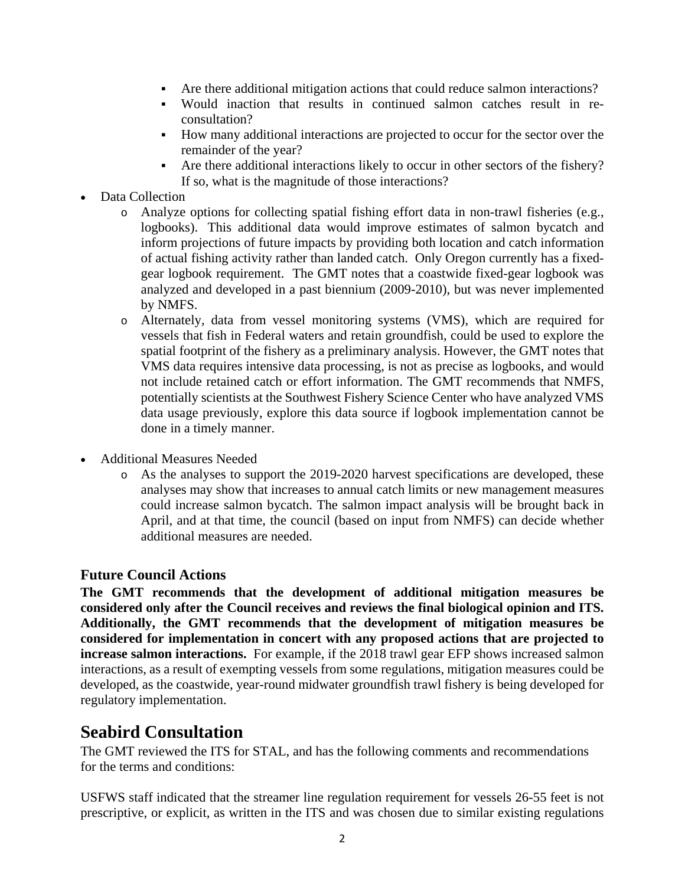- Are there additional mitigation actions that could reduce salmon interactions?
    - Would inaction that results in continued salmon catches result in re-consultation?
    - How many additional interactions are projected to occur for the sector over the remainder of the year?
    - Are there additional interactions likely to occur in other sectors of the fishery? If so, what is the magnitude of those interactions?

- Data Collection
  - Analyze options for collecting spatial fishing effort data in non-trawl fisheries (e.g., logbooks). This additional data would improve estimates of salmon bycatch and inform projections of future impacts by providing both location and catch information of actual fishing activity rather than landed catch. Only Oregon currently has a fixed-gear logbook requirement. The GMT notes that a coastwide fixed-gear logbook was analyzed and developed in a past biennium (2009-2010), but was never implemented by NMFS.
  - Alternately, data from vessel monitoring systems (VMS), which are required for vessels that fish in Federal waters and retain groundfish, could be used to explore the spatial footprint of the fishery as a preliminary analysis. However, the GMT notes that VMS data requires intensive data processing, is not as precise as logbooks, and would not include retained catch or effort information. The GMT recommends that NMFS, potentially scientists at the Southwest Fishery Science Center who have analyzed VMS data usage previously, explore this data source if logbook implementation cannot be done in a timely manner.

- Additional Measures Needed
  - As the analyses to support the 2019-2020 harvest specifications are developed, these analyses may show that increases to annual catch limits or new management measures could increase salmon bycatch. The salmon impact analysis will be brought back in April, and at that time, the council (based on input from NMFS) can decide whether additional measures are needed.

### Future Council Actions

**The GMT recommends that the development of additional mitigation measures be considered only after the Council receives and reviews the final biological opinion and ITS. Additionally, the GMT recommends that the development of mitigation measures be considered for implementation in concert with any proposed actions that are projected to increase salmon interactions.** For example, if the 2018 trawl gear EFP shows increased salmon interactions, as a result of exempting vessels from some regulations, mitigation measures could be developed, as the coastwide, year-round midwater groundfish trawl fishery is being developed for regulatory implementation.

## Seabird Consultation

The GMT reviewed the ITS for STAL, and has the following comments and recommendations for the terms and conditions:

USFWS staff indicated that the streamer line regulation requirement for vessels 26-55 feet is not prescriptive, or explicit, as written in the ITS and was chosen due to similar existing regulations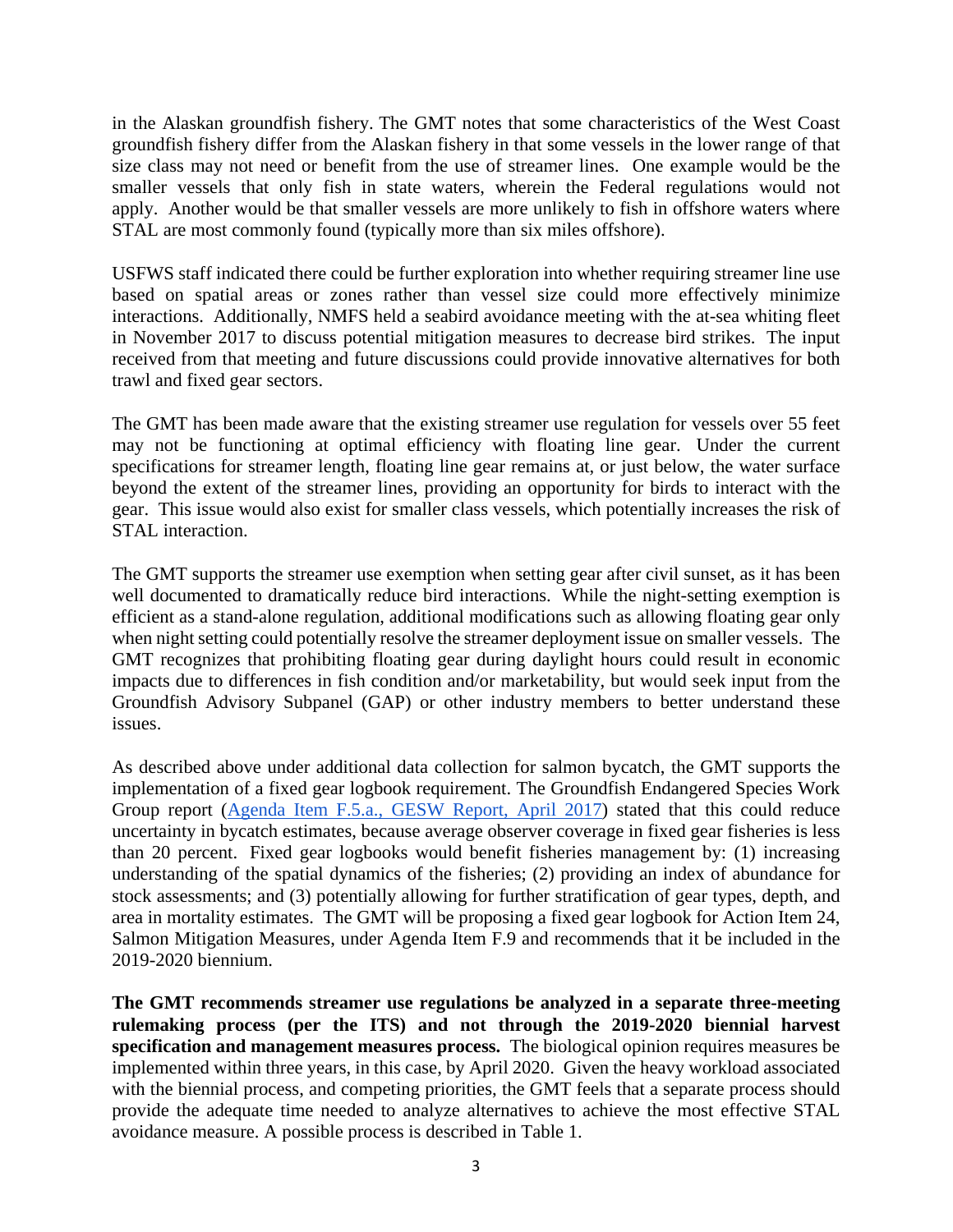in the Alaskan groundfish fishery. The GMT notes that some characteristics of the West Coast groundfish fishery differ from the Alaskan fishery in that some vessels in the lower range of that size class may not need or benefit from the use of streamer lines. One example would be the smaller vessels that only fish in state waters, wherein the Federal regulations would not apply. Another would be that smaller vessels are more unlikely to fish in offshore waters where STAL are most commonly found (typically more than six miles offshore).

USFWS staff indicated there could be further exploration into whether requiring streamer line use based on spatial areas or zones rather than vessel size could more effectively minimize interactions. Additionally, NMFS held a seabird avoidance meeting with the at-sea whiting fleet in November 2017 to discuss potential mitigation measures to decrease bird strikes. The input received from that meeting and future discussions could provide innovative alternatives for both trawl and fixed gear sectors.

The GMT has been made aware that the existing streamer use regulation for vessels over 55 feet may not be functioning at optimal efficiency with floating line gear. Under the current specifications for streamer length, floating line gear remains at, or just below, the water surface beyond the extent of the streamer lines, providing an opportunity for birds to interact with the gear. This issue would also exist for smaller class vessels, which potentially increases the risk of STAL interaction.

The GMT supports the streamer use exemption when setting gear after civil sunset, as it has been well documented to dramatically reduce bird interactions. While the night-setting exemption is efficient as a stand-alone regulation, additional modifications such as allowing floating gear only when night setting could potentially resolve the streamer deployment issue on smaller vessels. The GMT recognizes that prohibiting floating gear during daylight hours could result in economic impacts due to differences in fish condition and/or marketability, but would seek input from the Groundfish Advisory Subpanel (GAP) or other industry members to better understand these issues.

As described above under additional data collection for salmon bycatch, the GMT supports the implementation of a fixed gear logbook requirement. The Groundfish Endangered Species Work Group report (Agenda Item F.5.a., GESW Report, April 2017) stated that this could reduce uncertainty in bycatch estimates, because average observer coverage in fixed gear fisheries is less than 20 percent. Fixed gear logbooks would benefit fisheries management by: (1) increasing understanding of the spatial dynamics of the fisheries; (2) providing an index of abundance for stock assessments; and (3) potentially allowing for further stratification of gear types, depth, and area in mortality estimates. The GMT will be proposing a fixed gear logbook for Action Item 24, Salmon Mitigation Measures, under Agenda Item F.9 and recommends that it be included in the 2019-2020 biennium.

**The GMT recommends streamer use regulations be analyzed in a separate three-meeting rulemaking process (per the ITS) and not through the 2019-2020 biennial harvest specification and management measures process.** The biological opinion requires measures be implemented within three years, in this case, by April 2020. Given the heavy workload associated with the biennial process, and competing priorities, the GMT feels that a separate process should provide the adequate time needed to analyze alternatives to achieve the most effective STAL avoidance measure. A possible process is described in Table 1.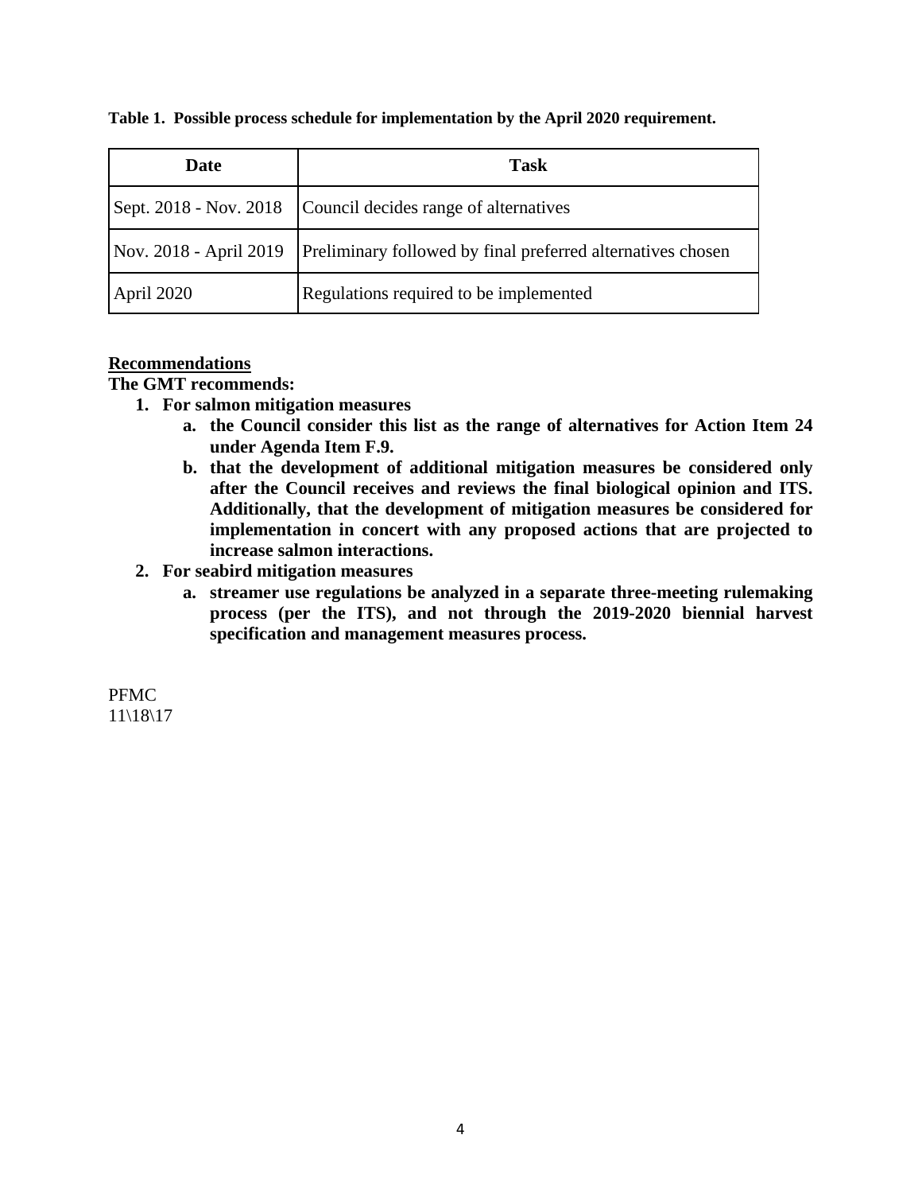**Table 1. Possible process schedule for implementation by the April 2020 requirement.**

| Date | Task |
| --- | --- |
| Sept. 2018 - Nov. 2018 | Council decides range of alternatives |
| Nov. 2018 - April 2019 | Preliminary followed by final preferred alternatives chosen |
| April 2020 | Regulations required to be implemented |

**Recommendations**

**The GMT recommends:**

1. **For salmon mitigation measures**
   a. **the Council consider this list as the range of alternatives for Action Item 24 under Agenda Item F.9.**
   b. **that the development of additional mitigation measures be considered only after the Council receives and reviews the final biological opinion and ITS. Additionally, that the development of mitigation measures be considered for implementation in concert with any proposed actions that are projected to increase salmon interactions.**
2. **For seabird mitigation measures**
   a. **streamer use regulations be analyzed in a separate three-meeting rulemaking process (per the ITS), and not through the 2019-2020 biennial harvest specification and management measures process.**

PFMC
11\18\17